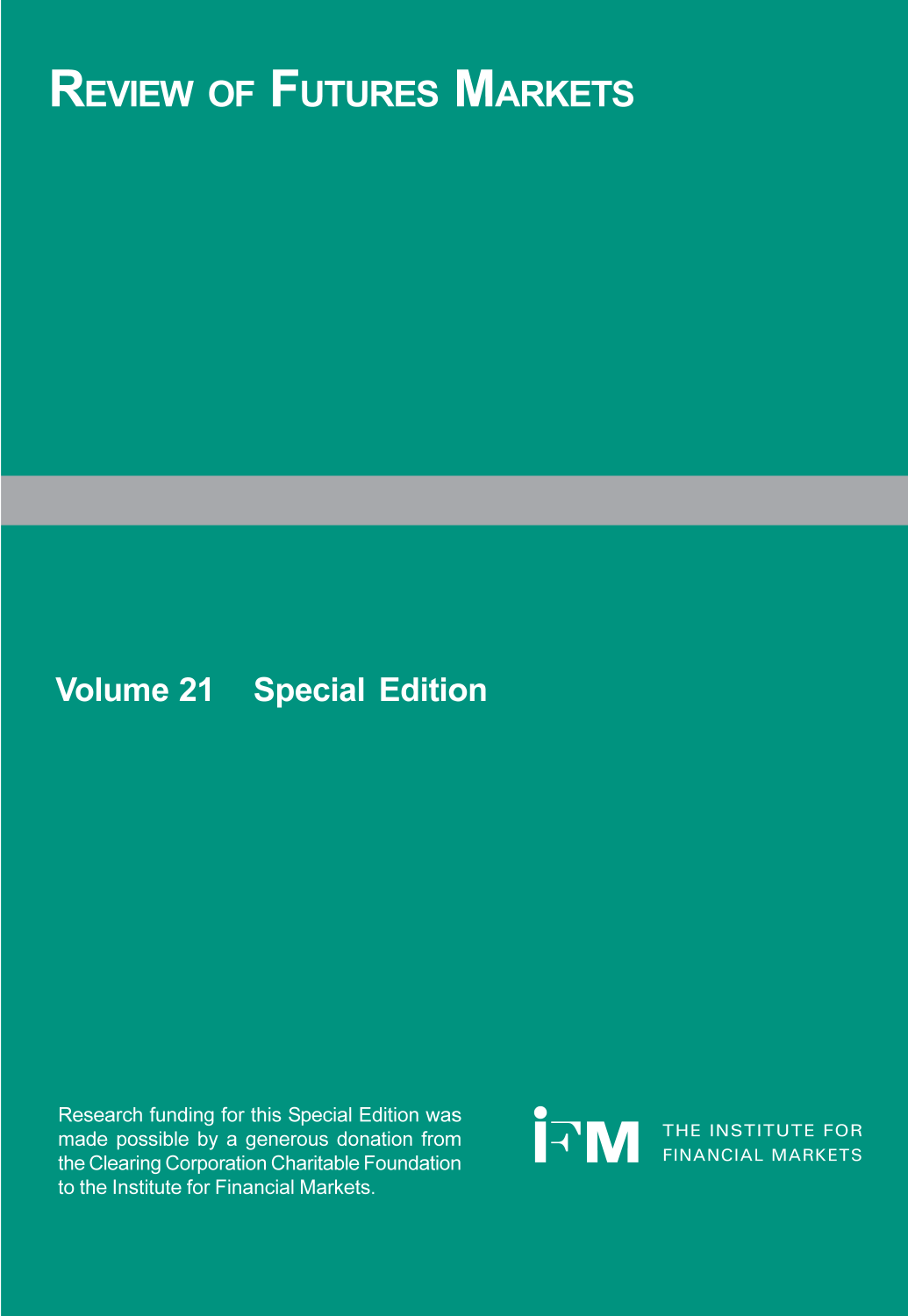# Review of Futures Markets

**Volume 21 Special Edition**

Research funding for this Special Edition was made possible by a generous donation from the Clearing Corporation Charitable Foundation to the Institute for Financial Markets.

IFM THE INSTITUTE FOR FINANCIAL MARKETS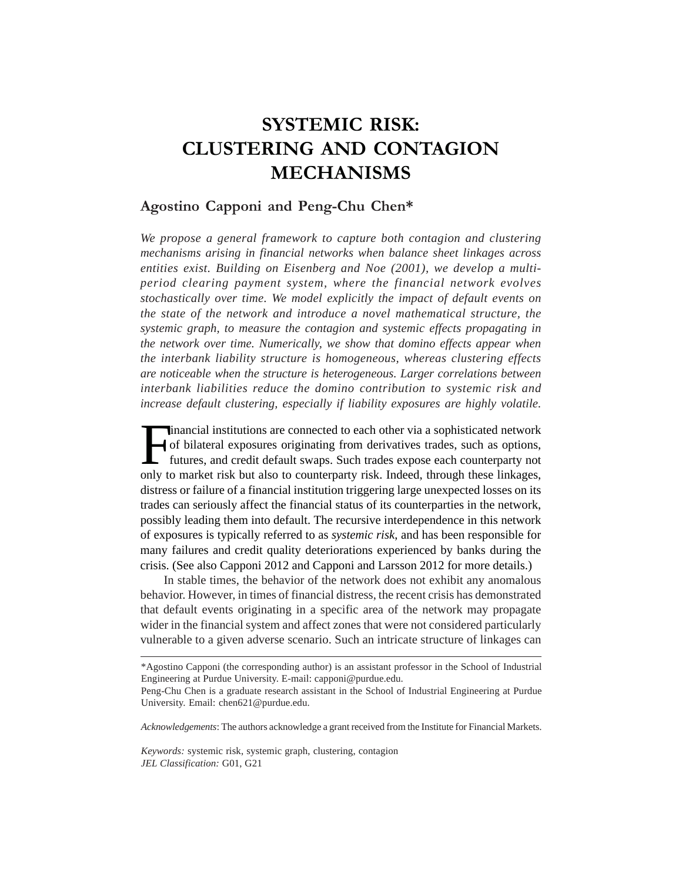# SYSTEMIC RISK: CLUSTERING AND CONTAGION MECHANISMS

## Agostino Capponi and Peng-Chu Chen*

*We propose a general framework to capture both contagion and clustering mechanisms arising in financial networks when balance sheet linkages across entities exist. Building on Eisenberg and Noe (2001), we develop a multi-period clearing payment system, where the financial network evolves stochastically over time. We model explicitly the impact of default events on the state of the network and introduce a novel mathematical structure, the systemic graph, to measure the contagion and systemic effects propagating in the network over time. Numerically, we show that domino effects appear when the interbank liability structure is homogeneous, whereas clustering effects are noticeable when the structure is heterogeneous. Larger correlations between interbank liabilities reduce the domino contribution to systemic risk and increase default clustering, especially if liability exposures are highly volatile.*

Financial institutions are connected to each other via a sophisticated network of bilateral exposures originating from derivatives trades, such as options, futures, and credit default swaps. Such trades expose each counterparty not only to market risk but also to counterparty risk. Indeed, through these linkages, distress or failure of a financial institution triggering large unexpected losses on its trades can seriously affect the financial status of its counterparties in the network, possibly leading them into default. The recursive interdependence in this network of exposures is typically referred to as *systemic risk*, and has been responsible for many failures and credit quality deteriorations experienced by banks during the crisis. (See also Capponi 2012 and Capponi and Larsson 2012 for more details.)

In stable times, the behavior of the network does not exhibit any anomalous behavior. However, in times of financial distress, the recent crisis has demonstrated that default events originating in a specific area of the network may propagate wider in the financial system and affect zones that were not considered particularly vulnerable to a given adverse scenario. Such an intricate structure of linkages can

---

*Agostino Capponi (the corresponding author) is an assistant professor in the School of Industrial Engineering at Purdue University. E-mail: capponi@purdue.edu.

Peng-Chu Chen is a graduate research assistant in the School of Industrial Engineering at Purdue University. Email: chen621@purdue.edu.

*Acknowledgements*: The authors acknowledge a grant received from the Institute for Financial Markets.

*Keywords:* systemic risk, systemic graph, clustering, contagion

*JEL Classification:* G01, G21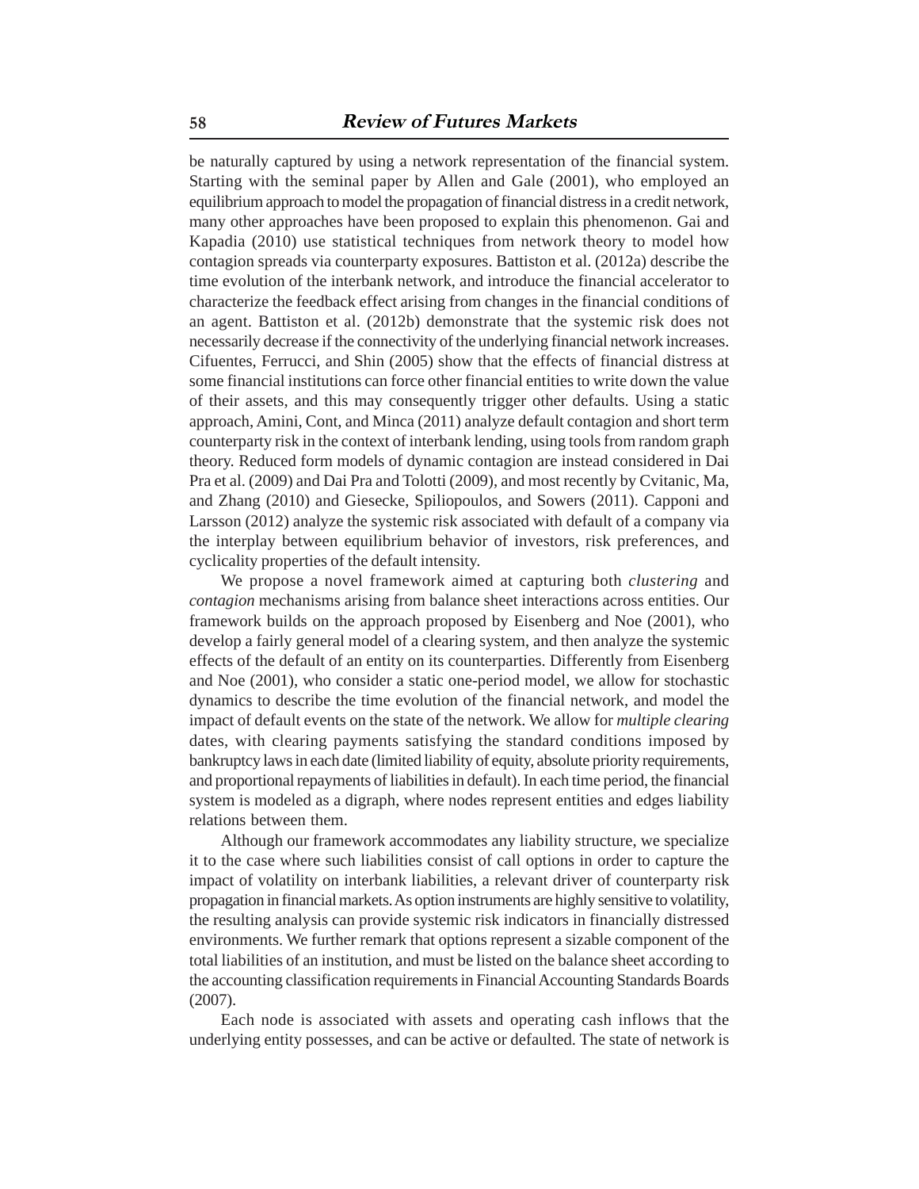be naturally captured by using a network representation of the financial system. Starting with the seminal paper by Allen and Gale (2001), who employed an equilibrium approach to model the propagation of financial distress in a credit network, many other approaches have been proposed to explain this phenomenon. Gai and Kapadia (2010) use statistical techniques from network theory to model how contagion spreads via counterparty exposures. Battiston et al. (2012a) describe the time evolution of the interbank network, and introduce the financial accelerator to characterize the feedback effect arising from changes in the financial conditions of an agent. Battiston et al. (2012b) demonstrate that the systemic risk does not necessarily decrease if the connectivity of the underlying financial network increases. Cifuentes, Ferrucci, and Shin (2005) show that the effects of financial distress at some financial institutions can force other financial entities to write down the value of their assets, and this may consequently trigger other defaults. Using a static approach, Amini, Cont, and Minca (2011) analyze default contagion and short term counterparty risk in the context of interbank lending, using tools from random graph theory. Reduced form models of dynamic contagion are instead considered in Dai Pra et al. (2009) and Dai Pra and Tolotti (2009), and most recently by Cvitanic, Ma, and Zhang (2010) and Giesecke, Spiliopoulos, and Sowers (2011). Capponi and Larsson (2012) analyze the systemic risk associated with default of a company via the interplay between equilibrium behavior of investors, risk preferences, and cyclicality properties of the default intensity.

We propose a novel framework aimed at capturing both *clustering* and *contagion* mechanisms arising from balance sheet interactions across entities. Our framework builds on the approach proposed by Eisenberg and Noe (2001), who develop a fairly general model of a clearing system, and then analyze the systemic effects of the default of an entity on its counterparties. Differently from Eisenberg and Noe (2001), who consider a static one-period model, we allow for stochastic dynamics to describe the time evolution of the financial network, and model the impact of default events on the state of the network. We allow for *multiple clearing* dates, with clearing payments satisfying the standard conditions imposed by bankruptcy laws in each date (limited liability of equity, absolute priority requirements, and proportional repayments of liabilities in default). In each time period, the financial system is modeled as a digraph, where nodes represent entities and edges liability relations between them.

Although our framework accommodates any liability structure, we specialize it to the case where such liabilities consist of call options in order to capture the impact of volatility on interbank liabilities, a relevant driver of counterparty risk propagation in financial markets. As option instruments are highly sensitive to volatility, the resulting analysis can provide systemic risk indicators in financially distressed environments. We further remark that options represent a sizable component of the total liabilities of an institution, and must be listed on the balance sheet according to the accounting classification requirements in Financial Accounting Standards Boards (2007).

Each node is associated with assets and operating cash inflows that the underlying entity possesses, and can be active or defaulted. The state of network is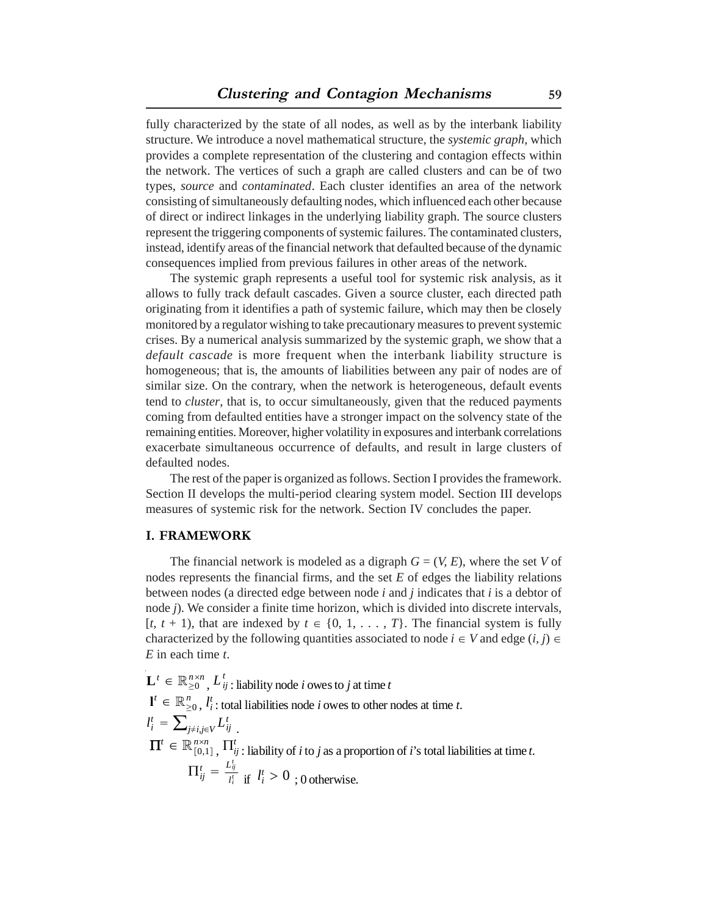fully characterized by the state of all nodes, as well as by the interbank liability structure. We introduce a novel mathematical structure, the *systemic graph*, which provides a complete representation of the clustering and contagion effects within the network. The vertices of such a graph are called clusters and can be of two types, *source* and *contaminated*. Each cluster identifies an area of the network consisting of simultaneously defaulting nodes, which influenced each other because of direct or indirect linkages in the underlying liability graph. The source clusters represent the triggering components of systemic failures. The contaminated clusters, instead, identify areas of the financial network that defaulted because of the dynamic consequences implied from previous failures in other areas of the network.

The systemic graph represents a useful tool for systemic risk analysis, as it allows to fully track default cascades. Given a source cluster, each directed path originating from it identifies a path of systemic failure, which may then be closely monitored by a regulator wishing to take precautionary measures to prevent systemic crises. By a numerical analysis summarized by the systemic graph, we show that a *default cascade* is more frequent when the interbank liability structure is homogeneous; that is, the amounts of liabilities between any pair of nodes are of similar size. On the contrary, when the network is heterogeneous, default events tend to *cluster*, that is, to occur simultaneously, given that the reduced payments coming from defaulted entities have a stronger impact on the solvency state of the remaining entities. Moreover, higher volatility in exposures and interbank correlations exacerbate simultaneous occurrence of defaults, and result in large clusters of defaulted nodes.

The rest of the paper is organized as follows. Section I provides the framework. Section II develops the multi-period clearing system model. Section III develops measures of systemic risk for the network. Section IV concludes the paper.

## I. FRAMEWORK

The financial network is modeled as a digraph $G = (V, E)$, where the set $V$ of nodes represents the financial firms, and the set $E$ of edges the liability relations between nodes (a directed edge between node $i$ and $j$ indicates that $i$ is a debtor of node $j$). We consider a finite time horizon, which is divided into discrete intervals, $[t, t + 1)$, that are indexed by $t \in \{0, 1, \ldots, T\}$. The financial system is fully characterized by the following quantities associated to node $i \in V$ and edge $(i, j) \in E$ in each time $t$.

$\mathbf{L}^t \in \mathbb{R}^{n \times n}_{\geq 0}$, $L^t_{ij}$ : liability node $i$ owes to $j$ at time $t$

$\mathbf{l}^t \in \mathbb{R}^{n}_{\geq 0}$, $l^t_i$ : total liabilities node $i$ owes to other nodes at time $t$.

$l^t_i = \sum_{j \neq i, j \in V} L^t_{ij}$ .

$\mathbf{\Pi}^t \in \mathbb{R}^{n \times n}_{[0,1]}$, $\Pi^t_{ij}$ : liability of $i$ to $j$ as a proportion of $i$'s total liabilities at time $t$.

$$\Pi^t_{ij} = \frac{L^t_{ij}}{l^t_i} \text{ if } l^t_i > 0 \text{ ; 0 otherwise.}$$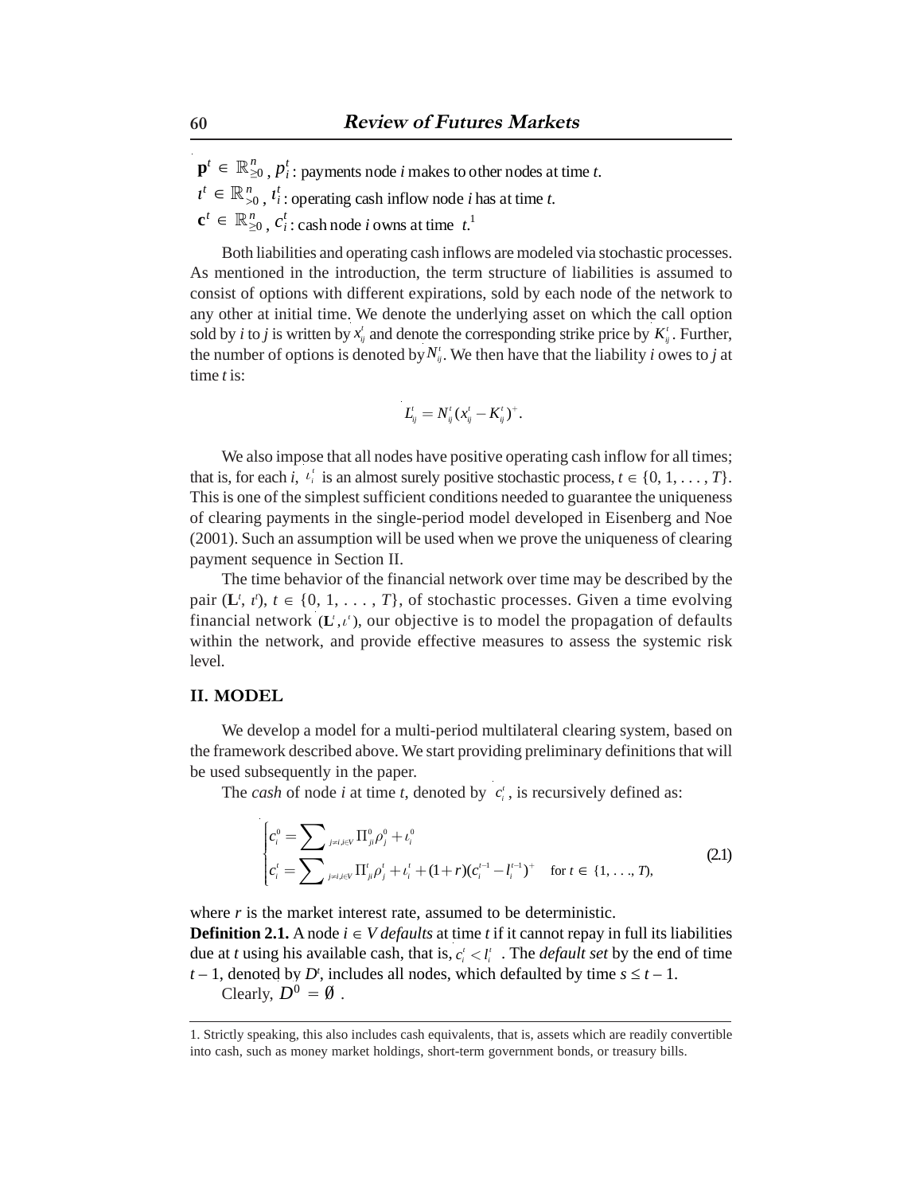$\mathbf{p}^t \in \mathbb{R}^n_{\geq 0}$, $p_i^t$: payments node $i$ makes to other nodes at time $t$.

$\iota^t \in \mathbb{R}^n_{>0}$, $\iota_i^t$: operating cash inflow node $i$ has at time $t$.

$\mathbf{c}^t \in \mathbb{R}^n_{\geq 0}$, $c_i^t$: cash node $i$ owns at time $t$.[1]

Both liabilities and operating cash inflows are modeled via stochastic processes. As mentioned in the introduction, the term structure of liabilities is assumed to consist of options with different expirations, sold by each node of the network to any other at initial time. We denote the underlying asset on which the call option sold by $i$ to $j$ is written by $x_{ij}^t$ and denote the corresponding strike price by $K_{ij}^t$. Further, the number of options is denoted by $N_{ij}^t$. We then have that the liability $i$ owes to $j$ at time $t$ is:

$$L_{ij}^t = N_{ij}^t (x_{ij}^t - K_{ij}^t)^+.$$

We also impose that all nodes have positive operating cash inflow for all times; that is, for each $i$, $\iota_i^t$ is an almost surely positive stochastic process, $t \in \{0, 1, \ldots, T\}$. This is one of the simplest sufficient conditions needed to guarantee the uniqueness of clearing payments in the single-period model developed in Eisenberg and Noe (2001). Such an assumption will be used when we prove the uniqueness of clearing payment sequence in Section II.

The time behavior of the financial network over time may be described by the pair $(\mathbf{L}^t, \iota^t)$, $t \in \{0, 1, \ldots, T\}$, of stochastic processes. Given a time evolving financial network $(\mathbf{L}^t, \iota^t)$, our objective is to model the propagation of defaults within the network, and provide effective measures to assess the systemic risk level.

## II. MODEL

We develop a model for a multi-period multilateral clearing system, based on the framework described above. We start providing preliminary definitions that will be used subsequently in the paper.

The *cash* of node $i$ at time $t$, denoted by $c_i^t$, is recursively defined as:

$$\begin{cases} c_i^0 = \sum_{j \neq i, i \in V} \Pi_{ji}^0 \rho_j^0 + \iota_i^0 \\ c_i^t = \sum_{j \neq i, i \in V} \Pi_{ji}^t \rho_j^t + \iota_i^t + (1+r)(c_i^{t-1} - l_i^{t-1})^+ \quad \text{for } t \in \{1, \ldots, T\}, \end{cases} \tag{2.1}$$

where $r$ is the market interest rate, assumed to be deterministic.

**Definition 2.1.** A node $i \in V$ *defaults* at time $t$ if it cannot repay in full its liabilities due at $t$ using his available cash, that is, $c_i^t < l_i^t$. The *default set* by the end of time $t - 1$, denoted by $D^t$, includes all nodes, which defaulted by time $s \leq t - 1$.

Clearly, $D^0 = \emptyset$.

1. Strictly speaking, this also includes cash equivalents, that is, assets which are readily convertible into cash, such as money market holdings, short-term government bonds, or treasury bills.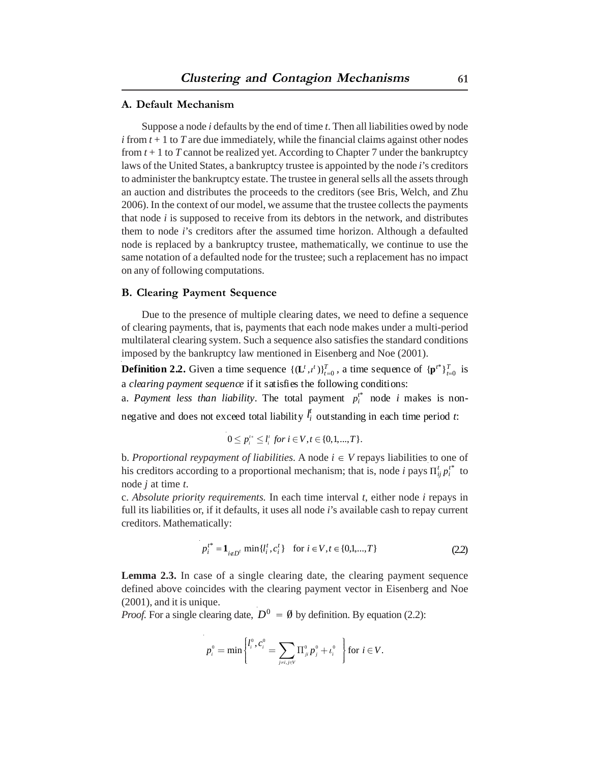### A. Default Mechanism

Suppose a node $i$ defaults by the end of time $t$. Then all liabilities owed by node $i$ from $t + 1$ to $T$ are due immediately, while the financial claims against other nodes from $t + 1$ to $T$ cannot be realized yet. According to Chapter 7 under the bankruptcy laws of the United States, a bankruptcy trustee is appointed by the node $i$'s creditors to administer the bankruptcy estate. The trustee in general sells all the assets through an auction and distributes the proceeds to the creditors (see Bris, Welch, and Zhu 2006). In the context of our model, we assume that the trustee collects the payments that node $i$ is supposed to receive from its debtors in the network, and distributes them to node $i$'s creditors after the assumed time horizon. Although a defaulted node is replaced by a bankruptcy trustee, mathematically, we continue to use the same notation of a defaulted node for the trustee; such a replacement has no impact on any of following computations.

### B. Clearing Payment Sequence

Due to the presence of multiple clearing dates, we need to define a sequence of clearing payments, that is, payments that each node makes under a multi-period multilateral clearing system. Such a sequence also satisfies the standard conditions imposed by the bankruptcy law mentioned in Eisenberg and Noe (2001).

**Definition 2.2.** Given a time sequence $\{(\mathbf{L}^t, \iota^t)\}_{t=0}^T$, a time sequence of $\{\mathbf{p}^{t*}\}_{t=0}^T$ is a *clearing payment sequence* if it satisfies the following conditions:

a. *Payment less than liability*. The total payment $p_i^{t*}$ node $i$ makes is non-negative and does not exceed total liability $l_i^t$ outstanding in each time period $t$:

$$0 \le p_i^{t*} \le l_i^t \text{ for } i \in V, t \in \{0,1,...,T\}.$$

b. *Proportional reypayment of liabilities*. A node $i \in V$ repays liabilities to one of his creditors according to a proportional mechanism; that is, node $i$ pays $\Pi_{ij}^t p_i^{t*}$ to node $j$ at time $t$.

c. *Absolute priority requirements.* In each time interval $t$, either node $i$ repays in full its liabilities or, if it defaults, it uses all node $i$'s available cash to repay current creditors. Mathematically:

$$p_i^{t*} = \mathbf{1}_{i \notin D^t} \min\{l_i^t, c_i^t\} \quad \text{for } i \in V, t \in \{0,1,...,T\} \tag{2.2}$$

**Lemma 2.3.** In case of a single clearing date, the clearing payment sequence defined above coincides with the clearing payment vector in Eisenberg and Noe (2001), and it is unique.

*Proof.* For a single clearing date, $D^0 = \emptyset$ by definition. By equation (2.2):

$$p_i^0 = \min\left\{ l_i^0, c_i^0 = \sum_{j \neq i, j \in V} \Pi_{ji}^0 p_j^0 + \iota_i^0 \right\} \text{ for } i \in V.$$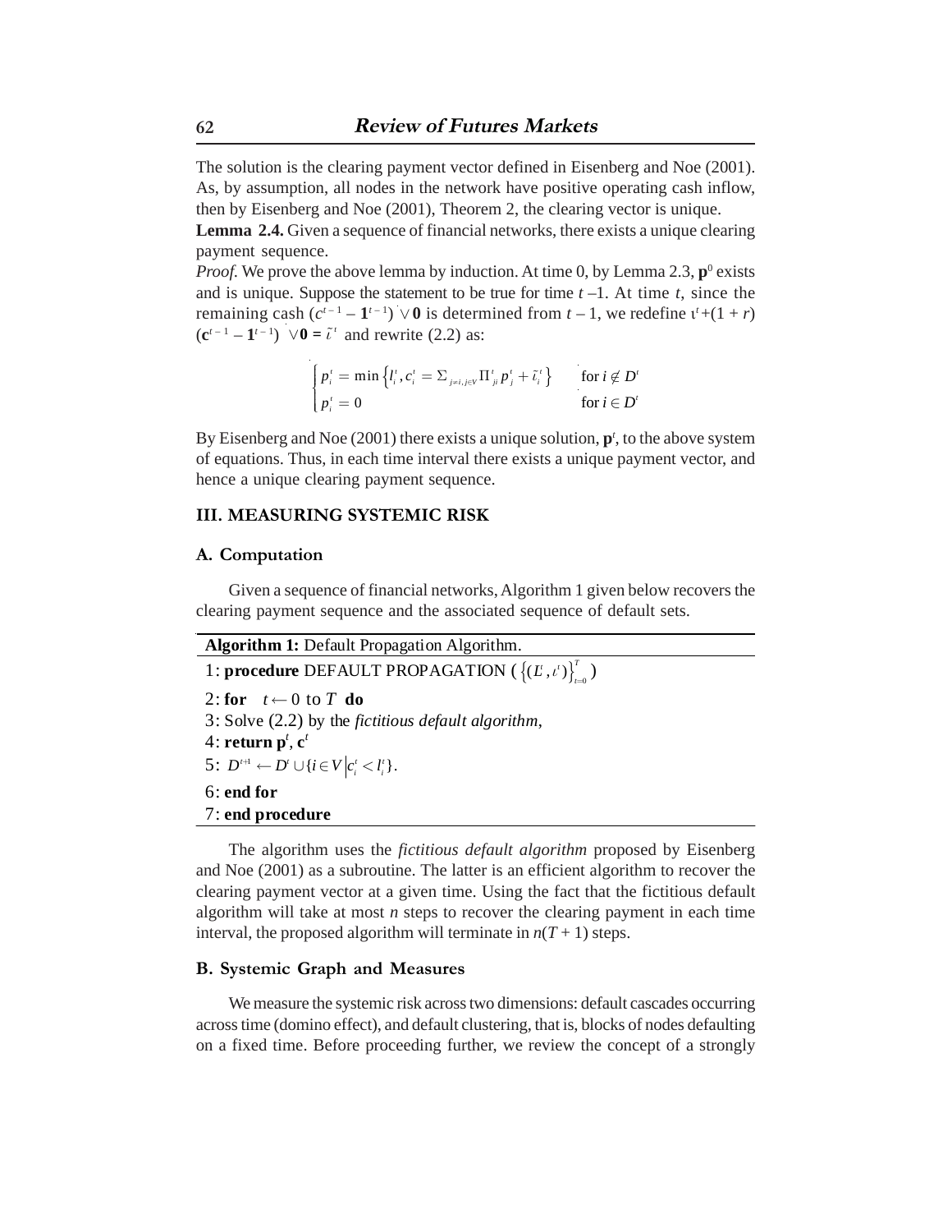The solution is the clearing payment vector defined in Eisenberg and Noe (2001). As, by assumption, all nodes in the network have positive operating cash inflow, then by Eisenberg and Noe (2001), Theorem 2, the clearing vector is unique.

**Lemma 2.4.** Given a sequence of financial networks, there exists a unique clearing payment sequence.

*Proof.* We prove the above lemma by induction. At time 0, by Lemma 2.3, $\mathbf{p}^0$ exists and is unique. Suppose the statement to be true for time $t-1$. At time $t$, since the remaining cash $(c^{t-1} - \mathbf{1}^{t-1}) \vee \mathbf{0}$ is determined from $t-1$, we redefine $\iota^t + (1+r)(\mathbf{c}^{t-1} - \mathbf{1}^{t-1}) \vee \mathbf{0} = \tilde{\iota}^t$ and rewrite (2.2) as:

$$\begin{cases} p_i^t = \min\left\{l_i^t, c_i^t = \Sigma_{j \neq i, j \in V} \Pi_{ji}^t p_j^t + \tilde{\iota}_i^t\right\} & \text{for } i \notin D^t \\ p_i^t = 0 & \text{for } i \in D^t \end{cases}$$

By Eisenberg and Noe (2001) there exists a unique solution, $\mathbf{p}^t$, to the above system of equations. Thus, in each time interval there exists a unique payment vector, and hence a unique clearing payment sequence.

## III. MEASURING SYSTEMIC RISK

### A. Computation

Given a sequence of financial networks, Algorithm 1 given below recovers the clearing payment sequence and the associated sequence of default sets.

---

**Algorithm 1:** Default Propagation Algorithm.

1: **procedure** DEFAULT PROPAGATION ($\left\{(L^t, \iota^t)\right\}_{t=0}^{T}$)

2: **for** $t \leftarrow 0$ to $T$ **do**

3: Solve (2.2) by the *fictitious default algorithm*,

4: **return** $\mathbf{p}^t$, $\mathbf{c}^t$

5: $D^{t+1} \leftarrow D^t \cup \{i \in V \,|\, c_i^t < l_i^t\}$.

6: **end for**

7: **end procedure**

---

The algorithm uses the *fictitious default algorithm* proposed by Eisenberg and Noe (2001) as a subroutine. The latter is an efficient algorithm to recover the clearing payment vector at a given time. Using the fact that the fictitious default algorithm will take at most $n$ steps to recover the clearing payment in each time interval, the proposed algorithm will terminate in $n(T+1)$ steps.

### B. Systemic Graph and Measures

We measure the systemic risk across two dimensions: default cascades occurring across time (domino effect), and default clustering, that is, blocks of nodes defaulting on a fixed time. Before proceeding further, we review the concept of a strongly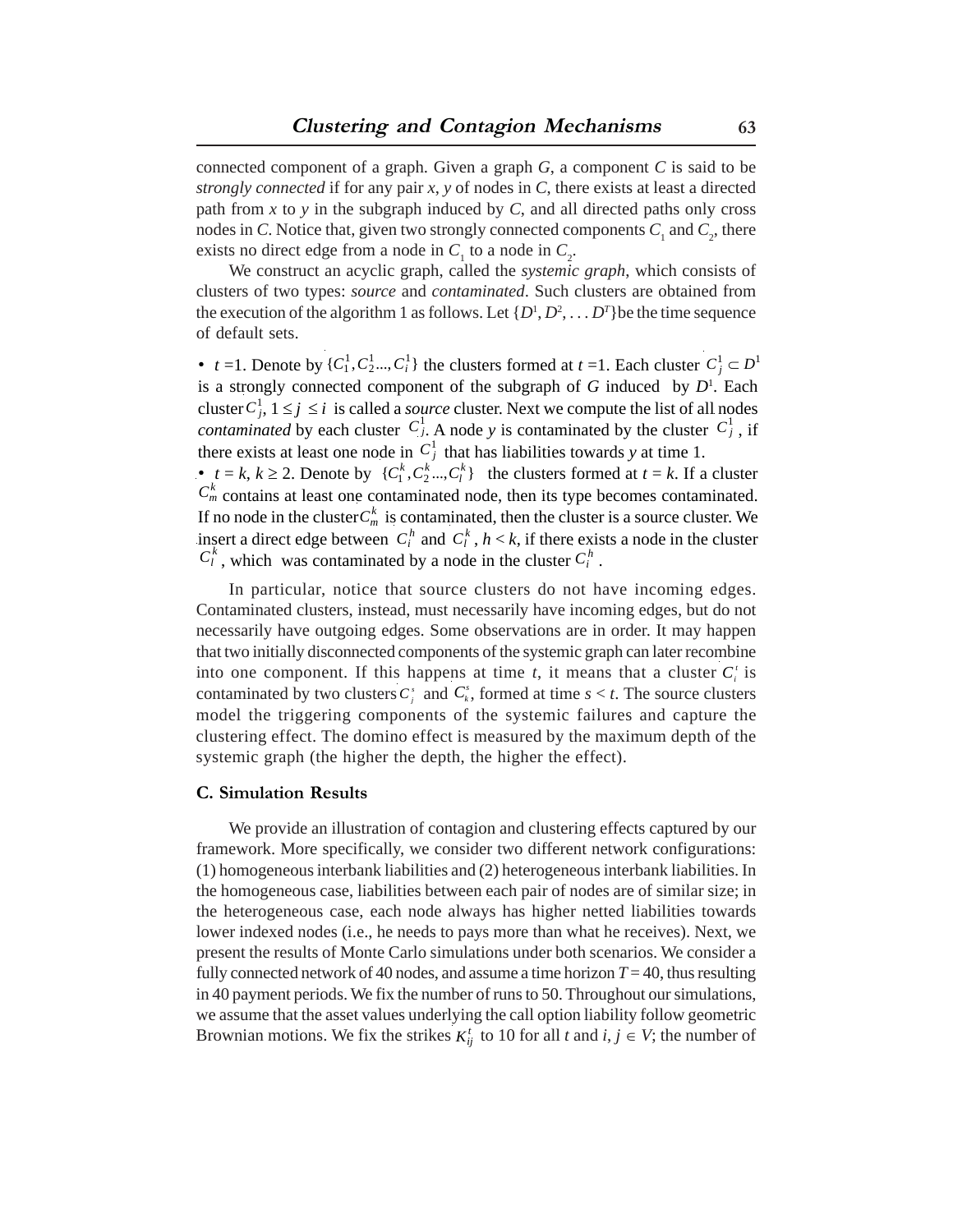connected component of a graph. Given a graph $G$, a component $C$ is said to be *strongly connected* if for any pair $x$, $y$ of nodes in $C$, there exists at least a directed path from $x$ to $y$ in the subgraph induced by $C$, and all directed paths only cross nodes in $C$. Notice that, given two strongly connected components $C_1$ and $C_2$, there exists no direct edge from a node in $C_1$ to a node in $C_2$.

We construct an acyclic graph, called the *systemic graph*, which consists of clusters of two types: *source* and *contaminated*. Such clusters are obtained from the execution of the algorithm 1 as follows. Let $\{D^1, D^2, \ldots D^T\}$ be the time sequence of default sets.

- $t = 1$. Denote by $\{C_1^1, C_2^1 ..., C_i^1\}$ the clusters formed at $t = 1$. Each cluster $C_j^1 \subset D^1$ is a strongly connected component of the subgraph of $G$ induced by $D^1$. Each cluster $C_j^1$, $1 \leq j \leq i$ is called a *source* cluster. Next we compute the list of all nodes *contaminated* by each cluster $C_j^1$. A node $y$ is contaminated by the cluster $C_j^1$, if there exists at least one node in $C_j^1$ that has liabilities towards $y$ at time 1.
- $t = k$, $k \geq 2$. Denote by $\{C_1^k, C_2^k ..., C_l^k\}$ the clusters formed at $t = k$. If a cluster $C_m^k$ contains at least one contaminated node, then its type becomes contaminated. If no node in the cluster $C_m^k$ is contaminated, then the cluster is a source cluster. We insert a direct edge between $C_i^h$ and $C_l^k$, $h < k$, if there exists a node in the cluster $C_l^k$, which was contaminated by a node in the cluster $C_i^h$.

In particular, notice that source clusters do not have incoming edges. Contaminated clusters, instead, must necessarily have incoming edges, but do not necessarily have outgoing edges. Some observations are in order. It may happen that two initially disconnected components of the systemic graph can later recombine into one component. If this happens at time $t$, it means that a cluster $C_i^t$ is contaminated by two clusters $C_j^s$ and $C_k^s$, formed at time $s < t$. The source clusters model the triggering components of the systemic failures and capture the clustering effect. The domino effect is measured by the maximum depth of the systemic graph (the higher the depth, the higher the effect).

### C. Simulation Results

We provide an illustration of contagion and clustering effects captured by our framework. More specifically, we consider two different network configurations: (1) homogeneous interbank liabilities and (2) heterogeneous interbank liabilities. In the homogeneous case, liabilities between each pair of nodes are of similar size; in the heterogeneous case, each node always has higher netted liabilities towards lower indexed nodes (i.e., he needs to pays more than what he receives). Next, we present the results of Monte Carlo simulations under both scenarios. We consider a fully connected network of 40 nodes, and assume a time horizon $T = 40$, thus resulting in 40 payment periods. We fix the number of runs to 50. Throughout our simulations, we assume that the asset values underlying the call option liability follow geometric Brownian motions. We fix the strikes $K_{ij}^t$ to 10 for all $t$ and $i, j \in V$; the number of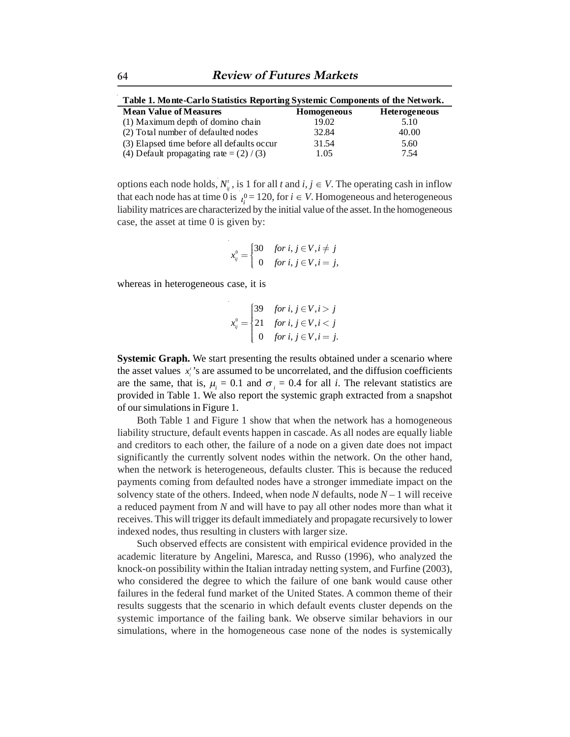**Table 1. Monte-Carlo Statistics Reporting Systemic Components of the Network.**

| Mean Value of Measures | Homogeneous | Heterogeneous |
|---|---|---|
| (1) Maximum depth of domino chain | 19.02 | 5.10 |
| (2) Total number of defaulted nodes | 32.84 | 40.00 |
| (3) Elapsed time before all defaults occur | 31.54 | 5.60 |
| (4) Default propagating rate = (2) / (3) | 1.05 | 7.54 |

options each node holds, $N_{ij}^{t}$, is 1 for all $t$ and $i, j \in V$. The operating cash in inflow that each node has at time 0 is $\iota_i^0 = 120$, for $i \in V$. Homogeneous and heterogeneous liability matrices are characterized by the initial value of the asset. In the homogeneous case, the asset at time 0 is given by:

$$x_{ij}^{0} = \begin{cases} 30 & \text{for } i, j \in V, i \neq j \\ 0 & \text{for } i, j \in V, i = j, \end{cases}$$

whereas in heterogeneous case, it is

$$x_{ij}^{0} = \begin{cases} 39 & \text{for } i, j \in V, i > j \\ 21 & \text{for } i, j \in V, i < j \\ 0 & \text{for } i, j \in V, i = j. \end{cases}$$

**Systemic Graph.** We start presenting the results obtained under a scenario where the asset values $x_i^t$'s are assumed to be uncorrelated, and the diffusion coefficients are the same, that is, $\mu_i = 0.1$ and $\sigma_i = 0.4$ for all $i$. The relevant statistics are provided in Table 1. We also report the systemic graph extracted from a snapshot of our simulations in Figure 1.

Both Table 1 and Figure 1 show that when the network has a homogeneous liability structure, default events happen in cascade. As all nodes are equally liable and creditors to each other, the failure of a node on a given date does not impact significantly the currently solvent nodes within the network. On the other hand, when the network is heterogeneous, defaults cluster. This is because the reduced payments coming from defaulted nodes have a stronger immediate impact on the solvency state of the others. Indeed, when node $N$ defaults, node $N - 1$ will receive a reduced payment from $N$ and will have to pay all other nodes more than what it receives. This will trigger its default immediately and propagate recursively to lower indexed nodes, thus resulting in clusters with larger size.

Such observed effects are consistent with empirical evidence provided in the academic literature by Angelini, Maresca, and Russo (1996), who analyzed the knock-on possibility within the Italian intraday netting system, and Furfine (2003), who considered the degree to which the failure of one bank would cause other failures in the federal fund market of the United States. A common theme of their results suggests that the scenario in which default events cluster depends on the systemic importance of the failing bank. We observe similar behaviors in our simulations, where in the homogeneous case none of the nodes is systemically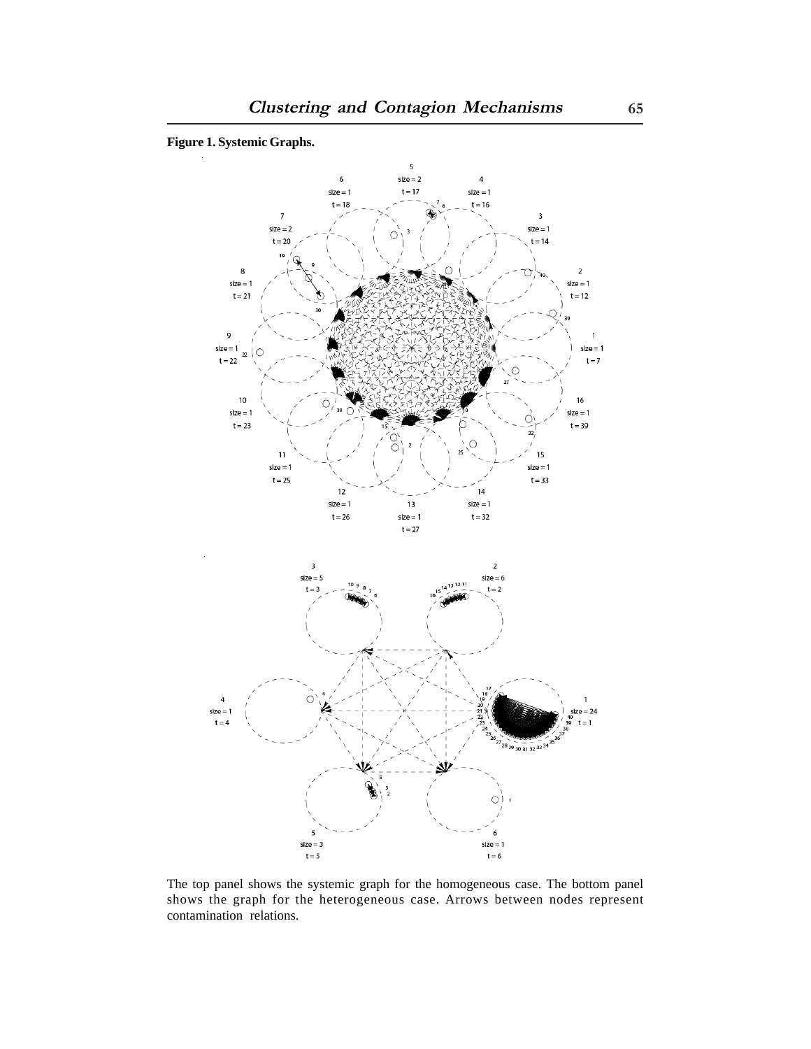**Figure 1. Systemic Graphs.**

The top panel shows the systemic graph for the homogeneous case. The bottom panel shows the graph for the heterogeneous case. Arrows between nodes represent contamination relations.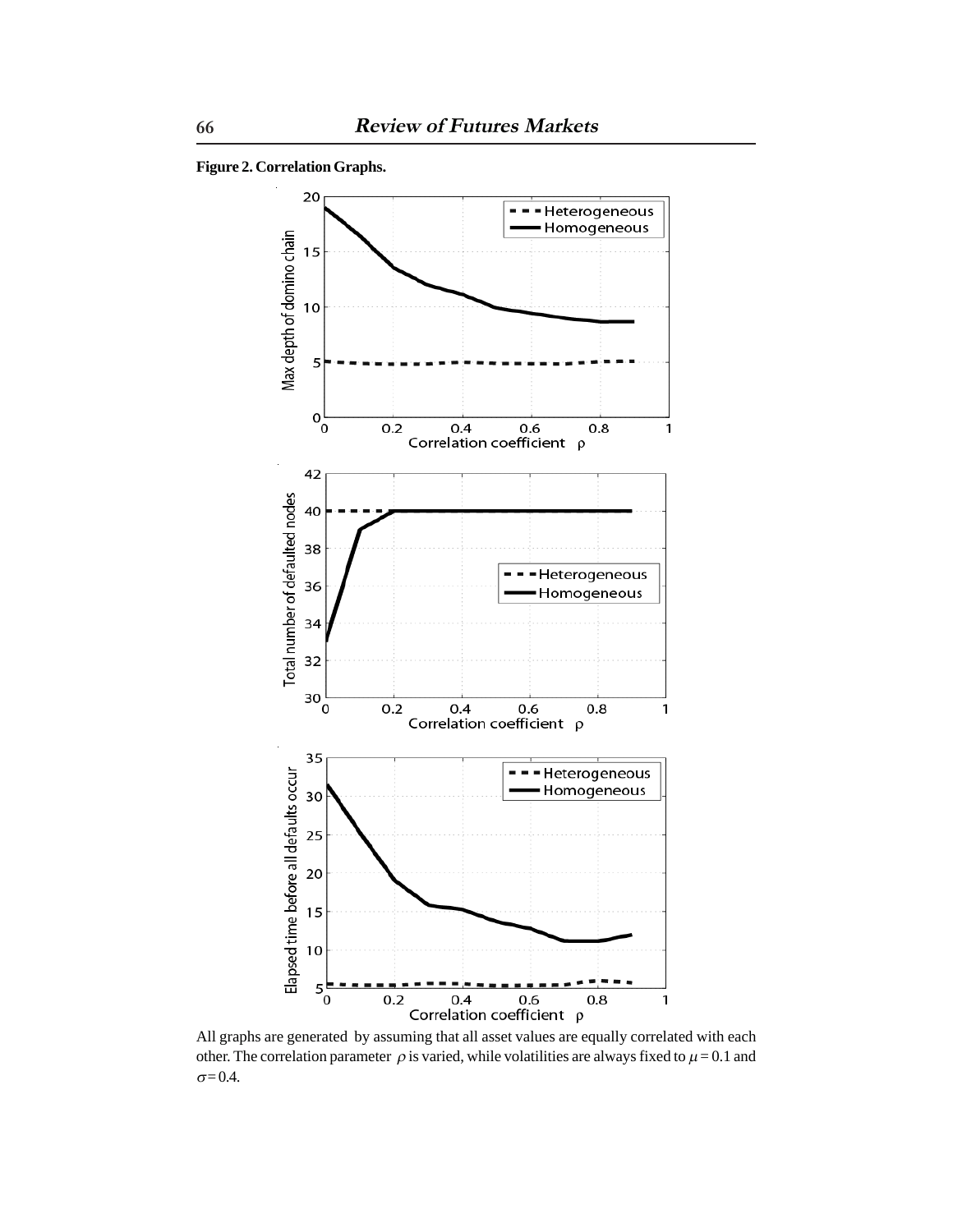**Figure 2. Correlation Graphs.**

All graphs are generated by assuming that all asset values are equally correlated with each other. The correlation parameter $\rho$ is varied, while volatilities are always fixed to $\mu = 0.1$ and $\sigma = 0.4$.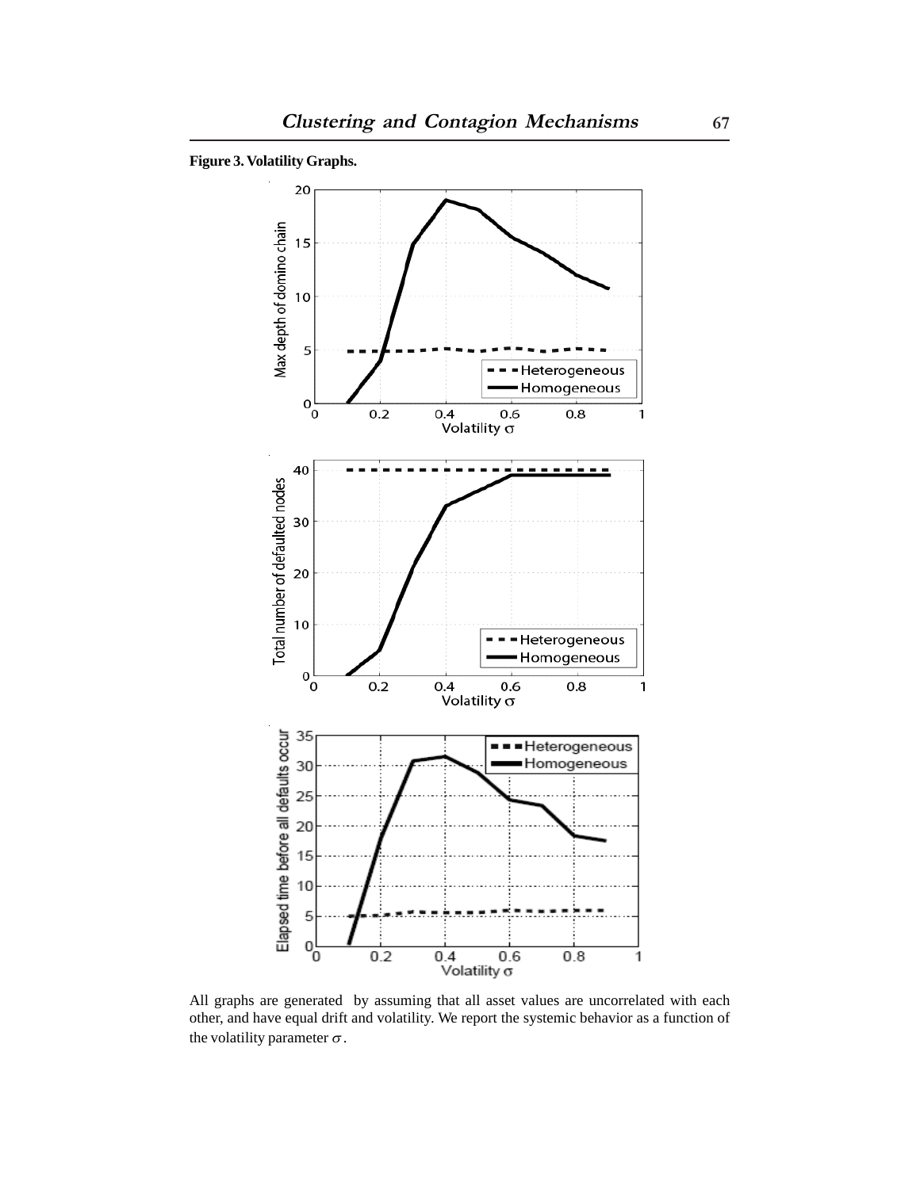**Figure 3. Volatility Graphs.**

All graphs are generated by assuming that all asset values are uncorrelated with each other, and have equal drift and volatility. We report the systemic behavior as a function of the volatility parameter $\sigma$.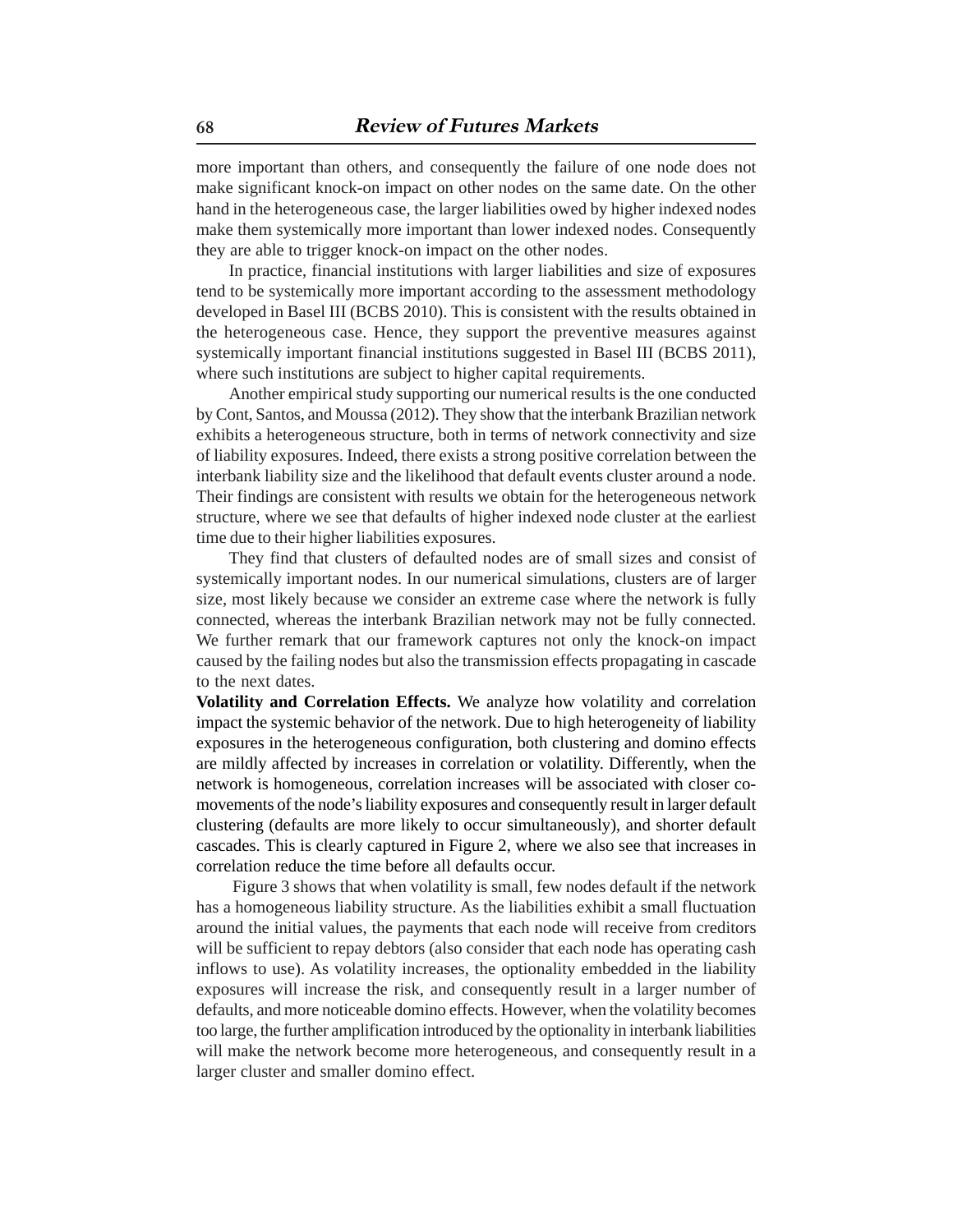more important than others, and consequently the failure of one node does not make significant knock-on impact on other nodes on the same date. On the other hand in the heterogeneous case, the larger liabilities owed by higher indexed nodes make them systemically more important than lower indexed nodes. Consequently they are able to trigger knock-on impact on the other nodes.

In practice, financial institutions with larger liabilities and size of exposures tend to be systemically more important according to the assessment methodology developed in Basel III (BCBS 2010). This is consistent with the results obtained in the heterogeneous case. Hence, they support the preventive measures against systemically important financial institutions suggested in Basel III (BCBS 2011), where such institutions are subject to higher capital requirements.

Another empirical study supporting our numerical results is the one conducted by Cont, Santos, and Moussa (2012). They show that the interbank Brazilian network exhibits a heterogeneous structure, both in terms of network connectivity and size of liability exposures. Indeed, there exists a strong positive correlation between the interbank liability size and the likelihood that default events cluster around a node. Their findings are consistent with results we obtain for the heterogeneous network structure, where we see that defaults of higher indexed node cluster at the earliest time due to their higher liabilities exposures.

They find that clusters of defaulted nodes are of small sizes and consist of systemically important nodes. In our numerical simulations, clusters are of larger size, most likely because we consider an extreme case where the network is fully connected, whereas the interbank Brazilian network may not be fully connected. We further remark that our framework captures not only the knock-on impact caused by the failing nodes but also the transmission effects propagating in cascade to the next dates.

**Volatility and Correlation Effects.** We analyze how volatility and correlation impact the systemic behavior of the network. Due to high heterogeneity of liability exposures in the heterogeneous configuration, both clustering and domino effects are mildly affected by increases in correlation or volatility. Differently, when the network is homogeneous, correlation increases will be associated with closer co-movements of the node's liability exposures and consequently result in larger default clustering (defaults are more likely to occur simultaneously), and shorter default cascades. This is clearly captured in Figure 2, where we also see that increases in correlation reduce the time before all defaults occur.

Figure 3 shows that when volatility is small, few nodes default if the network has a homogeneous liability structure. As the liabilities exhibit a small fluctuation around the initial values, the payments that each node will receive from creditors will be sufficient to repay debtors (also consider that each node has operating cash inflows to use). As volatility increases, the optionality embedded in the liability exposures will increase the risk, and consequently result in a larger number of defaults, and more noticeable domino effects. However, when the volatility becomes too large, the further amplification introduced by the optionality in interbank liabilities will make the network become more heterogeneous, and consequently result in a larger cluster and smaller domino effect.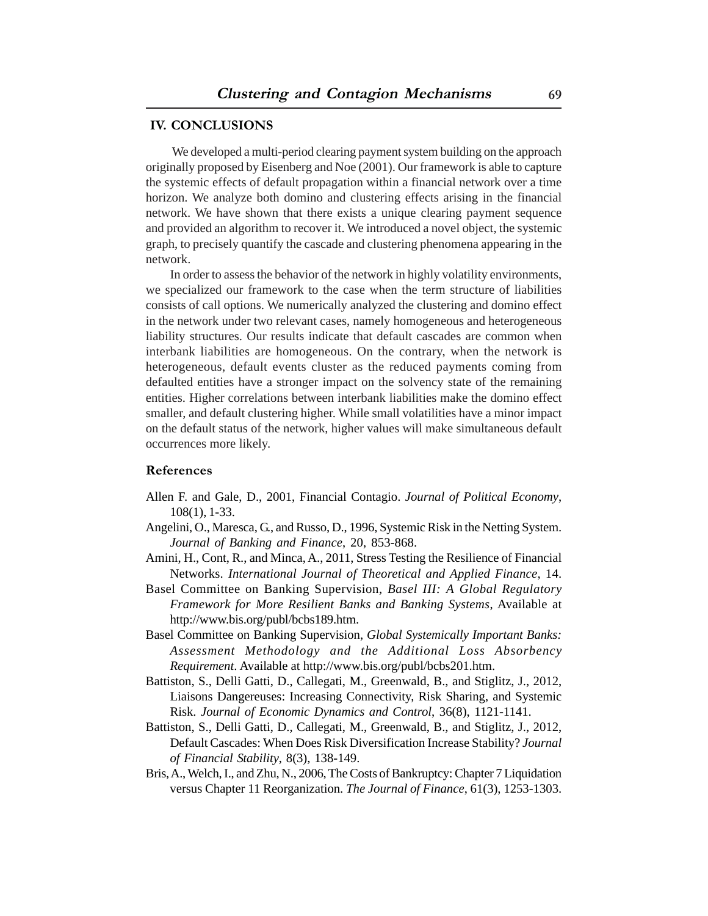## IV. CONCLUSIONS

We developed a multi-period clearing payment system building on the approach originally proposed by Eisenberg and Noe (2001). Our framework is able to capture the systemic effects of default propagation within a financial network over a time horizon. We analyze both domino and clustering effects arising in the financial network. We have shown that there exists a unique clearing payment sequence and provided an algorithm to recover it. We introduced a novel object, the systemic graph, to precisely quantify the cascade and clustering phenomena appearing in the network.

In order to assess the behavior of the network in highly volatility environments, we specialized our framework to the case when the term structure of liabilities consists of call options. We numerically analyzed the clustering and domino effect in the network under two relevant cases, namely homogeneous and heterogeneous liability structures. Our results indicate that default cascades are common when interbank liabilities are homogeneous. On the contrary, when the network is heterogeneous, default events cluster as the reduced payments coming from defaulted entities have a stronger impact on the solvency state of the remaining entities. Higher correlations between interbank liabilities make the domino effect smaller, and default clustering higher. While small volatilities have a minor impact on the default status of the network, higher values will make simultaneous default occurrences more likely.

### References

Allen F. and Gale, D., 2001, Financial Contagio. *Journal of Political Economy*, 108(1), 1-33.

Angelini, O., Maresca, G., and Russo, D., 1996, Systemic Risk in the Netting System. *Journal of Banking and Finance*, 20, 853-868.

Amini, H., Cont, R., and Minca, A., 2011, Stress Testing the Resilience of Financial Networks. *International Journal of Theoretical and Applied Finance*, 14.

Basel Committee on Banking Supervision, *Basel III: A Global Regulatory Framework for More Resilient Banks and Banking Systems*, Available at http://www.bis.org/publ/bcbs189.htm.

Basel Committee on Banking Supervision, *Global Systemically Important Banks: Assessment Methodology and the Additional Loss Absorbency Requirement*. Available at http://www.bis.org/publ/bcbs201.htm.

Battiston, S., Delli Gatti, D., Callegati, M., Greenwald, B., and Stiglitz, J., 2012, Liaisons Dangereuses: Increasing Connectivity, Risk Sharing, and Systemic Risk. *Journal of Economic Dynamics and Control*, 36(8), 1121-1141.

Battiston, S., Delli Gatti, D., Callegati, M., Greenwald, B., and Stiglitz, J., 2012, Default Cascades: When Does Risk Diversification Increase Stability? *Journal of Financial Stability*, 8(3), 138-149.

Bris, A., Welch, I., and Zhu, N., 2006, The Costs of Bankruptcy: Chapter 7 Liquidation versus Chapter 11 Reorganization. *The Journal of Finance*, 61(3), 1253-1303.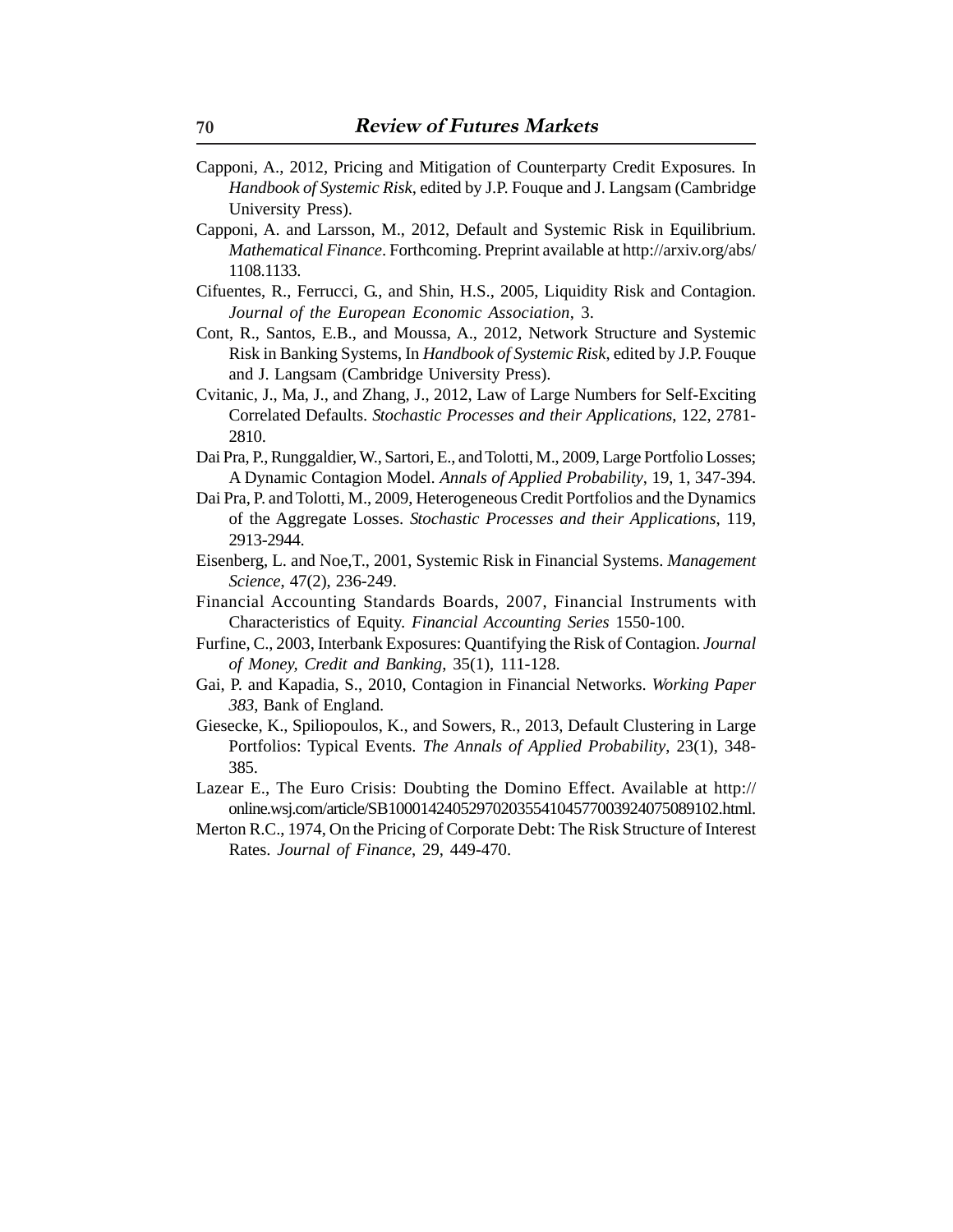Capponi, A., 2012, Pricing and Mitigation of Counterparty Credit Exposures. In *Handbook of Systemic Risk*, edited by J.P. Fouque and J. Langsam (Cambridge University Press).

Capponi, A. and Larsson, M., 2012, Default and Systemic Risk in Equilibrium. *Mathematical Finance*. Forthcoming. Preprint available at http://arxiv.org/abs/1108.1133.

Cifuentes, R., Ferrucci, G., and Shin, H.S., 2005, Liquidity Risk and Contagion. *Journal of the European Economic Association*, 3.

Cont, R., Santos, E.B., and Moussa, A., 2012, Network Structure and Systemic Risk in Banking Systems, In *Handbook of Systemic Risk*, edited by J.P. Fouque and J. Langsam (Cambridge University Press).

Cvitanic, J., Ma, J., and Zhang, J., 2012, Law of Large Numbers for Self-Exciting Correlated Defaults. *Stochastic Processes and their Applications*, 122, 2781-2810.

Dai Pra, P., Runggaldier, W., Sartori, E., and Tolotti, M., 2009, Large Portfolio Losses; A Dynamic Contagion Model. *Annals of Applied Probability*, 19, 1, 347-394.

Dai Pra, P. and Tolotti, M., 2009, Heterogeneous Credit Portfolios and the Dynamics of the Aggregate Losses. *Stochastic Processes and their Applications*, 119, 2913-2944.

Eisenberg, L. and Noe,T., 2001, Systemic Risk in Financial Systems. *Management Science*, 47(2), 236-249.

Financial Accounting Standards Boards, 2007, Financial Instruments with Characteristics of Equity. *Financial Accounting Series* 1550-100.

Furfine, C., 2003, Interbank Exposures: Quantifying the Risk of Contagion. *Journal of Money, Credit and Banking*, 35(1), 111-128.

Gai, P. and Kapadia, S., 2010, Contagion in Financial Networks. *Working Paper 383*, Bank of England.

Giesecke, K., Spiliopoulos, K., and Sowers, R., 2013, Default Clustering in Large Portfolios: Typical Events. *The Annals of Applied Probability*, 23(1), 348-385.

Lazear E., The Euro Crisis: Doubting the Domino Effect. Available at http://online.wsj.com/article/SB10001424052970203554104577003924075089102.html.

Merton R.C., 1974, On the Pricing of Corporate Debt: The Risk Structure of Interest Rates. *Journal of Finance*, 29, 449-470.